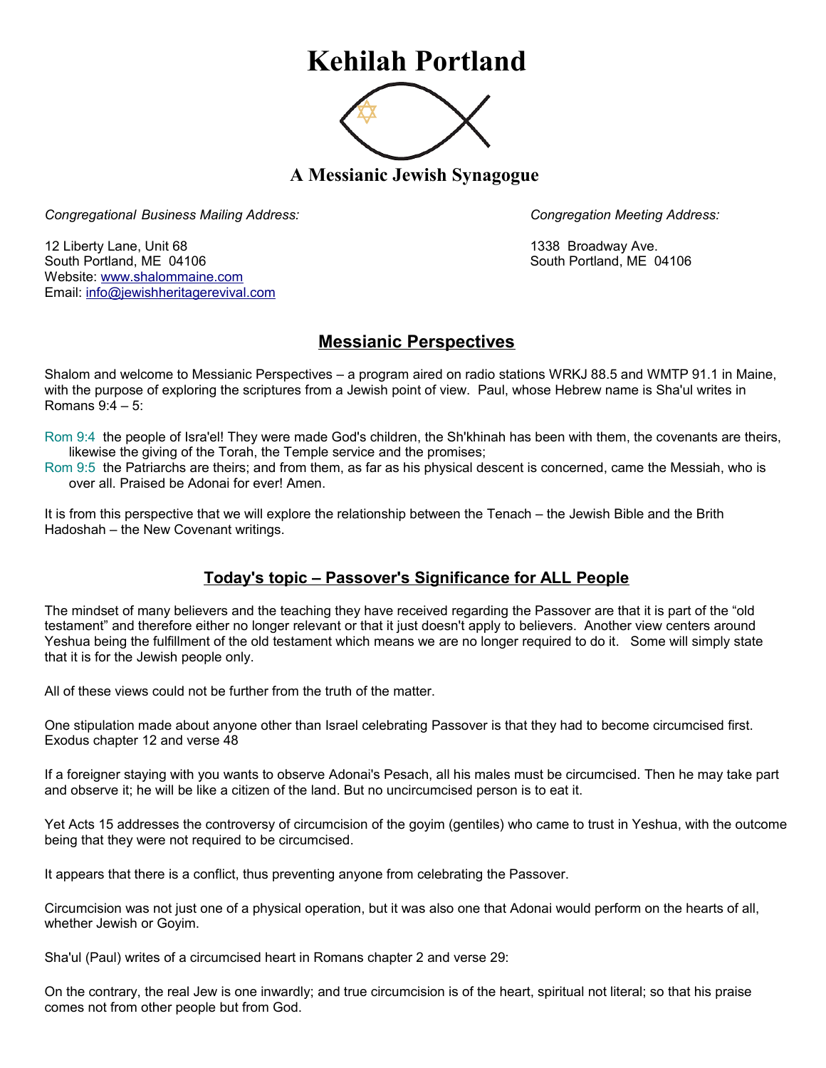# Kehilah Portland

## A Messianic Jewish Synagogue

*Congregational Business Mailing Address:*

12 Liberty Lane, Unit 68
South Portland, ME 04106
Website: www.shalommaine.com
Email: info@jewishheritagerevival.com

*Congregation Meeting Address:*

1338 Broadway Ave.
South Portland, ME 04106

## Messianic Perspectives

Shalom and welcome to Messianic Perspectives – a program aired on radio stations WRKJ 88.5 and WMTP 91.1 in Maine, with the purpose of exploring the scriptures from a Jewish point of view. Paul, whose Hebrew name is Sha'ul writes in Romans 9:4 – 5:

Rom 9:4 the people of Isra'el! They were made God's children, the Sh'khinah has been with them, the covenants are theirs, likewise the giving of the Torah, the Temple service and the promises;
Rom 9:5 the Patriarchs are theirs; and from them, as far as his physical descent is concerned, came the Messiah, who is over all. Praised be Adonai for ever! Amen.

It is from this perspective that we will explore the relationship between the Tenach – the Jewish Bible and the Brith Hadoshah – the New Covenant writings.

## Today's topic – Passover's Significance for ALL People

The mindset of many believers and the teaching they have received regarding the Passover are that it is part of the "old testament" and therefore either no longer relevant or that it just doesn't apply to believers. Another view centers around Yeshua being the fulfillment of the old testament which means we are no longer required to do it. Some will simply state that it is for the Jewish people only.

All of these views could not be further from the truth of the matter.

One stipulation made about anyone other than Israel celebrating Passover is that they had to become circumcised first. Exodus chapter 12 and verse 48

If a foreigner staying with you wants to observe Adonai's Pesach, all his males must be circumcised. Then he may take part and observe it; he will be like a citizen of the land. But no uncircumcised person is to eat it.

Yet Acts 15 addresses the controversy of circumcision of the goyim (gentiles) who came to trust in Yeshua, with the outcome being that they were not required to be circumcised.

It appears that there is a conflict, thus preventing anyone from celebrating the Passover.

Circumcision was not just one of a physical operation, but it was also one that Adonai would perform on the hearts of all, whether Jewish or Goyim.

Sha'ul (Paul) writes of a circumcised heart in Romans chapter 2 and verse 29:

On the contrary, the real Jew is one inwardly; and true circumcision is of the heart, spiritual not literal; so that his praise comes not from other people but from God.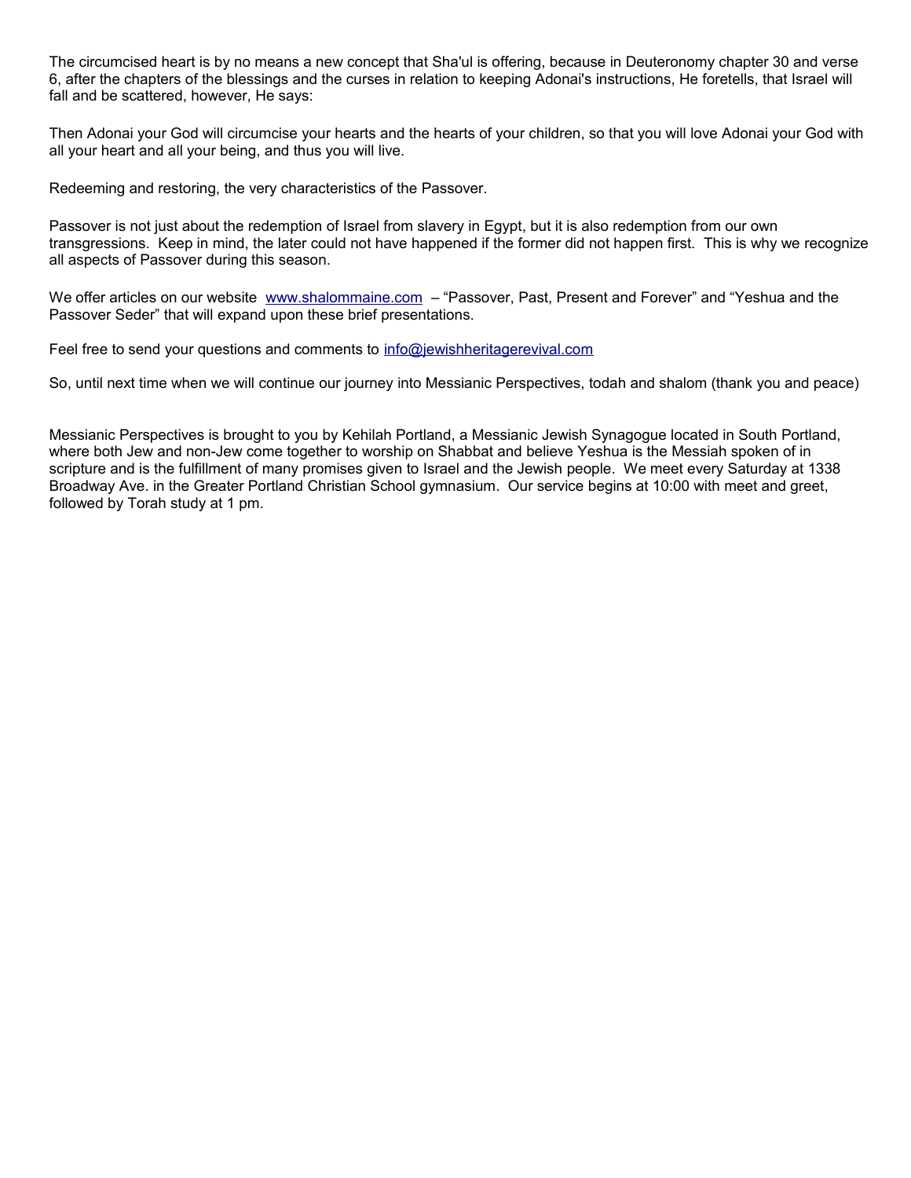The circumcised heart is by no means a new concept that Sha'ul is offering, because in Deuteronomy chapter 30 and verse 6, after the chapters of the blessings and the curses in relation to keeping Adonai's instructions, He foretells, that Israel will fall and be scattered, however, He says:

Then Adonai your God will circumcise your hearts and the hearts of your children, so that you will love Adonai your God with all your heart and all your being, and thus you will live.

Redeeming and restoring, the very characteristics of the Passover.

Passover is not just about the redemption of Israel from slavery in Egypt, but it is also redemption from our own transgressions. Keep in mind, the later could not have happened if the former did not happen first. This is why we recognize all aspects of Passover during this season.

We offer articles on our website [www.shalommaine.com](http://www.shalommaine.com) – "Passover, Past, Present and Forever" and "Yeshua and the Passover Seder" that will expand upon these brief presentations.

Feel free to send your questions and comments to [info@jewishheritagerevival.com](mailto:info@jewishheritagerevival.com)

So, until next time when we will continue our journey into Messianic Perspectives, todah and shalom (thank you and peace)

Messianic Perspectives is brought to you by Kehilah Portland, a Messianic Jewish Synagogue located in South Portland, where both Jew and non-Jew come together to worship on Shabbat and believe Yeshua is the Messiah spoken of in scripture and is the fulfillment of many promises given to Israel and the Jewish people. We meet every Saturday at 1338 Broadway Ave. in the Greater Portland Christian School gymnasium. Our service begins at 10:00 with meet and greet, followed by Torah study at 1 pm.